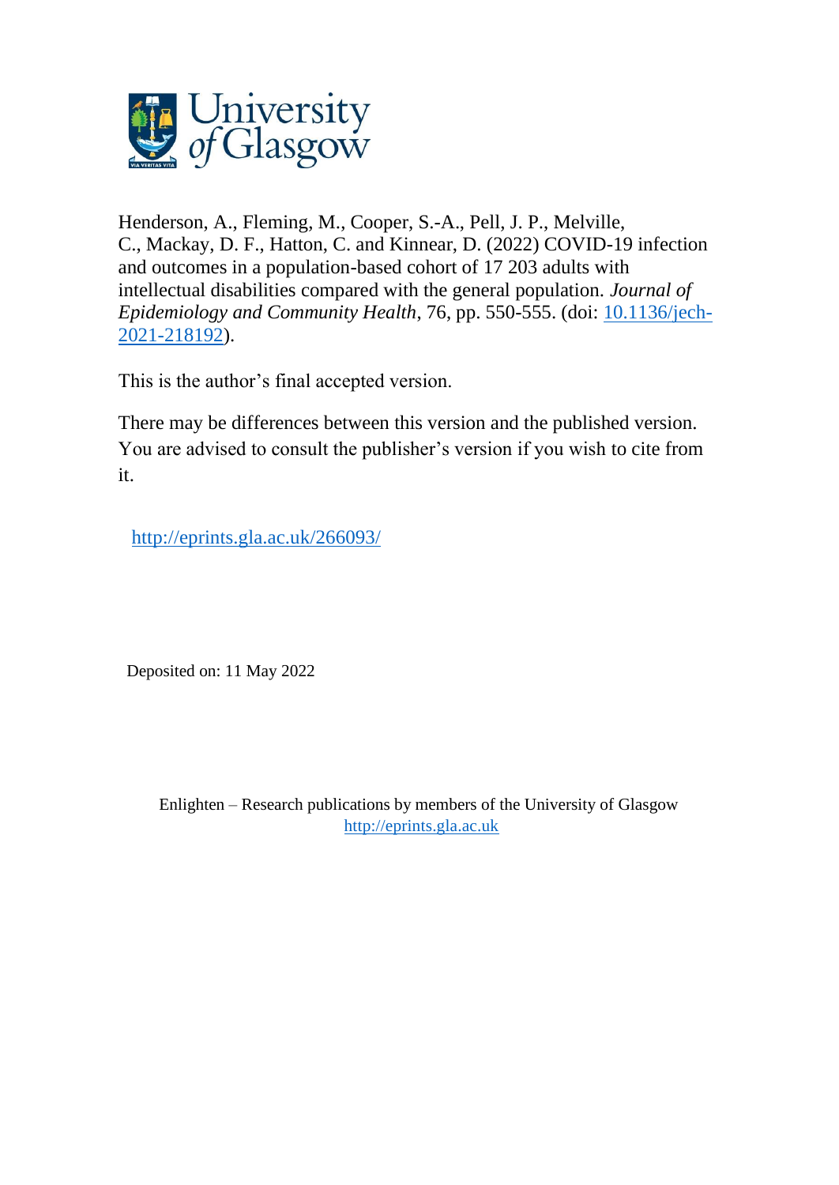University of Glasgow

Henderson, A., Fleming, M., Cooper, S.-A., Pell, J. P., Melville, C., Mackay, D. F., Hatton, C. and Kinnear, D. (2022) COVID-19 infection and outcomes in a population-based cohort of 17 203 adults with intellectual disabilities compared with the general population. *Journal of Epidemiology and Community Health*, 76, pp. 550-555. (doi: [10.1136/jech-2021-218192](https://doi.org/10.1136/jech-2021-218192)).

This is the author's final accepted version.

There may be differences between this version and the published version. You are advised to consult the publisher's version if you wish to cite from it.

http://eprints.gla.ac.uk/266093/

Deposited on: 11 May 2022

Enlighten – Research publications by members of the University of Glasgow
http://eprints.gla.ac.uk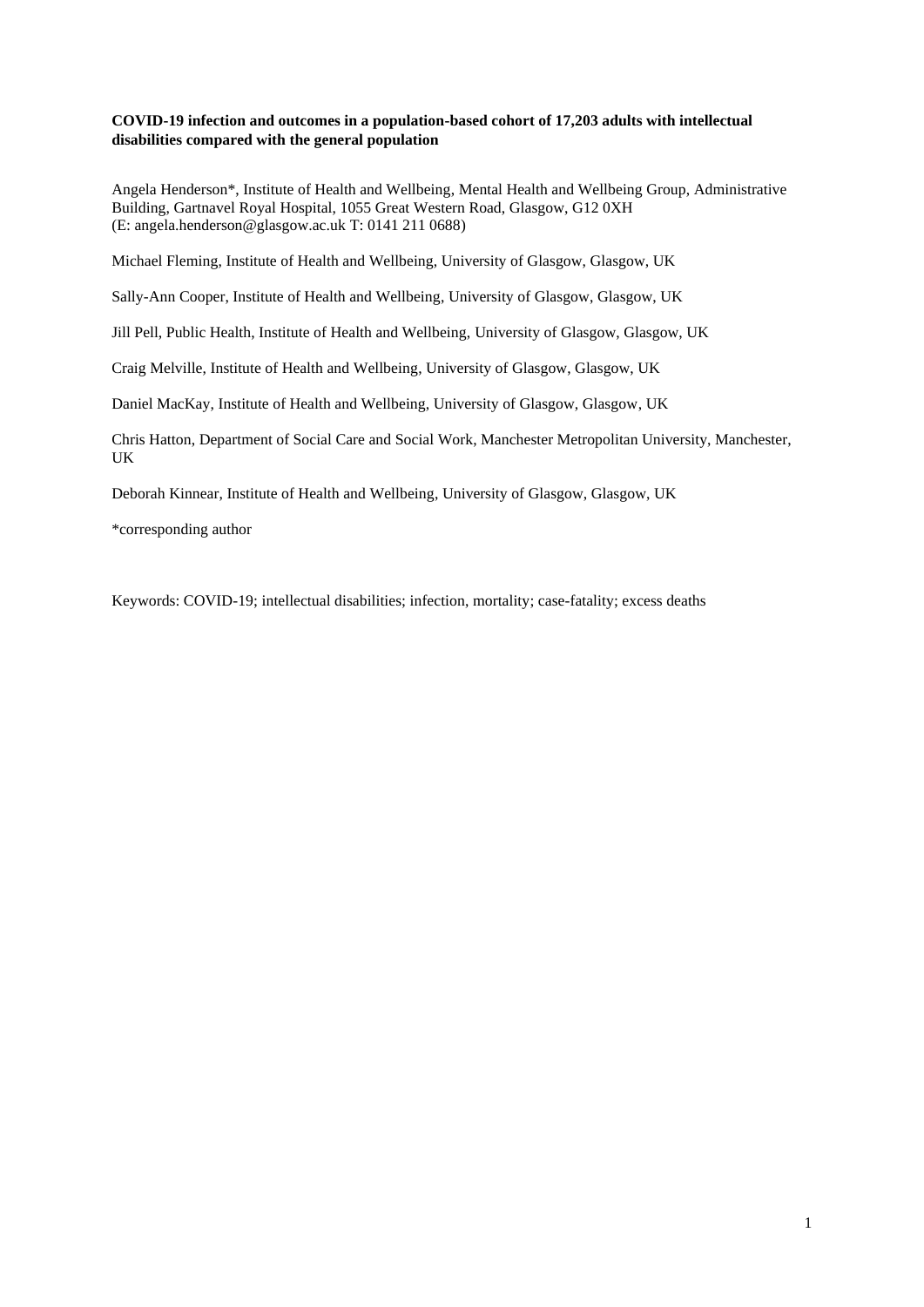**COVID-19 infection and outcomes in a population-based cohort of 17,203 adults with intellectual disabilities compared with the general population**

Angela Henderson*, Institute of Health and Wellbeing, Mental Health and Wellbeing Group, Administrative Building, Gartnavel Royal Hospital, 1055 Great Western Road, Glasgow, G12 0XH (E: angela.henderson@glasgow.ac.uk T: 0141 211 0688)

Michael Fleming, Institute of Health and Wellbeing, University of Glasgow, Glasgow, UK

Sally-Ann Cooper, Institute of Health and Wellbeing, University of Glasgow, Glasgow, UK

Jill Pell, Public Health, Institute of Health and Wellbeing, University of Glasgow, Glasgow, UK

Craig Melville, Institute of Health and Wellbeing, University of Glasgow, Glasgow, UK

Daniel MacKay, Institute of Health and Wellbeing, University of Glasgow, Glasgow, UK

Chris Hatton, Department of Social Care and Social Work, Manchester Metropolitan University, Manchester, UK

Deborah Kinnear, Institute of Health and Wellbeing, University of Glasgow, Glasgow, UK

*corresponding author

Keywords: COVID-19; intellectual disabilities; infection, mortality; case-fatality; excess deaths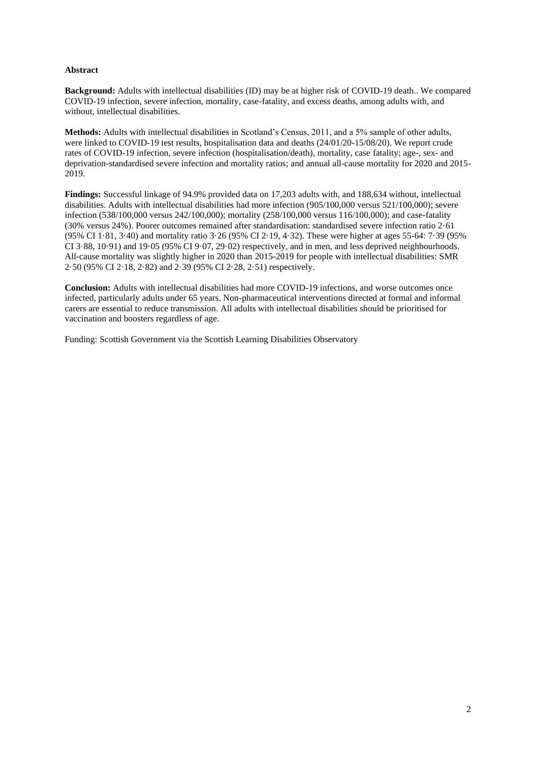**Abstract**

**Background:** Adults with intellectual disabilities (ID) may be at higher risk of COVID-19 death.. We compared COVID-19 infection, severe infection, mortality, case-fatality, and excess deaths, among adults with, and without, intellectual disabilities.

**Methods:** Adults with intellectual disabilities in Scotland's Census, 2011, and a 5% sample of other adults, were linked to COVID-19 test results, hospitalisation data and deaths (24/01/20-15/08/20). We report crude rates of COVID-19 infection, severe infection (hospitalisation/death), mortality, case fatality; age-, sex- and deprivation-standardised severe infection and mortality ratios; and annual all-cause mortality for 2020 and 2015-2019.

**Findings:** Successful linkage of 94.9% provided data on 17,203 adults with, and 188,634 without, intellectual disabilities. Adults with intellectual disabilities had more infection (905/100,000 versus 521/100,000); severe infection (538/100,000 versus 242/100,000); mortality (258/100,000 versus 116/100,000); and case-fatality (30% versus 24%). Poorer outcomes remained after standardisation: standardised severe infection ratio 2·61 (95% CI 1·81, 3·40) and mortality ratio 3·26 (95% CI 2·19, 4·32). These were higher at ages 55-64: 7·39 (95% CI 3·88, 10·91) and 19·05 (95% CI 9·07, 29·02) respectively, and in men, and less deprived neighbourhoods. All-cause mortality was slightly higher in 2020 than 2015-2019 for people with intellectual disabilities: SMR 2·50 (95% CI 2·18, 2·82) and 2·39 (95% CI 2·28, 2·51) respectively.

**Conclusion:** Adults with intellectual disabilities had more COVID-19 infections, and worse outcomes once infected, particularly adults under 65 years. Non-pharmaceutical interventions directed at formal and informal carers are essential to reduce transmission. All adults with intellectual disabilities should be prioritised for vaccination and boosters regardless of age.

Funding: Scottish Government via the Scottish Learning Disabilities Observatory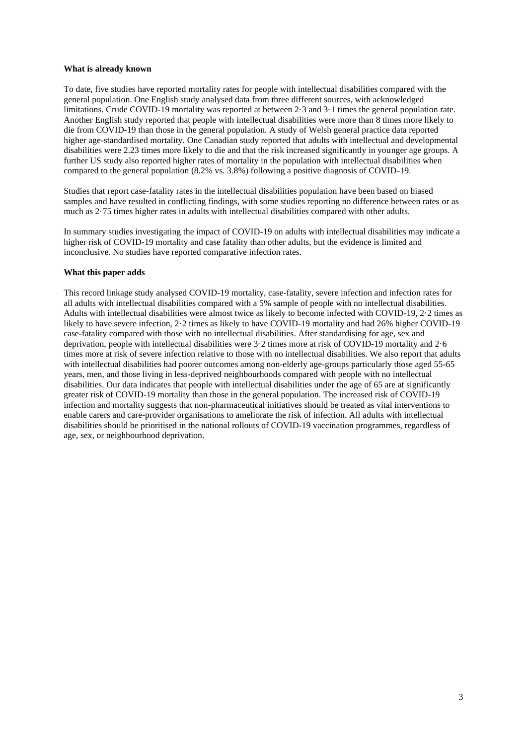**What is already known**

To date, five studies have reported mortality rates for people with intellectual disabilities compared with the general population. One English study analysed data from three different sources, with acknowledged limitations. Crude COVID-19 mortality was reported at between 2·3 and 3·1 times the general population rate. Another English study reported that people with intellectual disabilities were more than 8 times more likely to die from COVID-19 than those in the general population. A study of Welsh general practice data reported higher age-standardised mortality. One Canadian study reported that adults with intellectual and developmental disabilities were 2.23 times more likely to die and that the risk increased significantly in younger age groups. A further US study also reported higher rates of mortality in the population with intellectual disabilities when compared to the general population (8.2% vs. 3.8%) following a positive diagnosis of COVID-19.

Studies that report case-fatality rates in the intellectual disabilities population have been based on biased samples and have resulted in conflicting findings, with some studies reporting no difference between rates or as much as 2·75 times higher rates in adults with intellectual disabilities compared with other adults.

In summary studies investigating the impact of COVID-19 on adults with intellectual disabilities may indicate a higher risk of COVID-19 mortality and case fatality than other adults, but the evidence is limited and inconclusive. No studies have reported comparative infection rates.

**What this paper adds**

This record linkage study analysed COVID-19 mortality, case-fatality, severe infection and infection rates for all adults with intellectual disabilities compared with a 5% sample of people with no intellectual disabilities. Adults with intellectual disabilities were almost twice as likely to become infected with COVID-19, 2·2 times as likely to have severe infection, 2·2 times as likely to have COVID-19 mortality and had 26% higher COVID-19 case-fatality compared with those with no intellectual disabilities. After standardising for age, sex and deprivation, people with intellectual disabilities were 3·2 times more at risk of COVID-19 mortality and 2·6 times more at risk of severe infection relative to those with no intellectual disabilities. We also report that adults with intellectual disabilities had poorer outcomes among non-elderly age-groups particularly those aged 55-65 years, men, and those living in less-deprived neighbourhoods compared with people with no intellectual disabilities. Our data indicates that people with intellectual disabilities under the age of 65 are at significantly greater risk of COVID-19 mortality than those in the general population. The increased risk of COVID-19 infection and mortality suggests that non-pharmaceutical initiatives should be treated as vital interventions to enable carers and care-provider organisations to ameliorate the risk of infection. All adults with intellectual disabilities should be prioritised in the national rollouts of COVID-19 vaccination programmes, regardless of age, sex, or neighbourhood deprivation.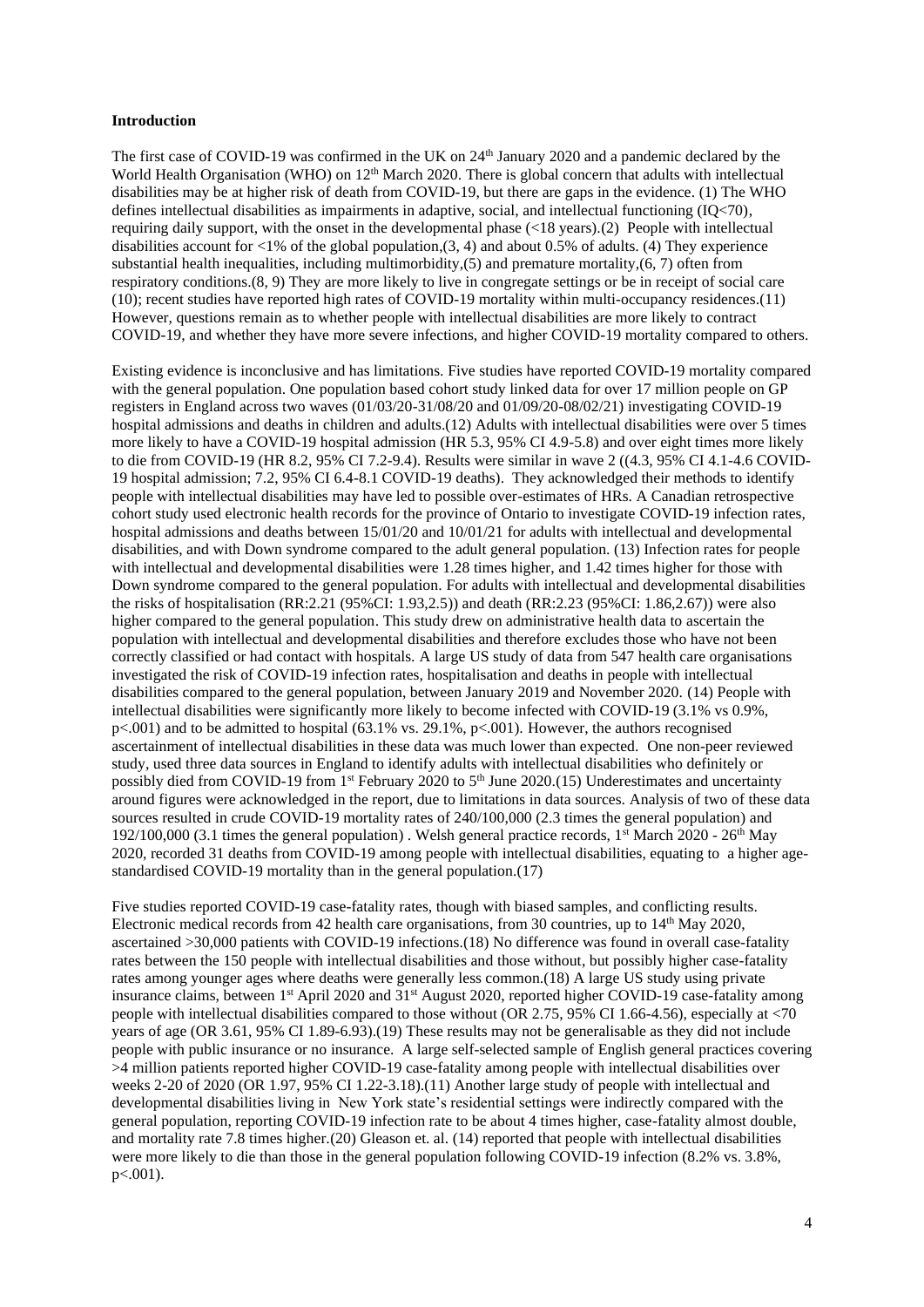**Introduction**

The first case of COVID-19 was confirmed in the UK on 24th January 2020 and a pandemic declared by the World Health Organisation (WHO) on 12th March 2020. There is global concern that adults with intellectual disabilities may be at higher risk of death from COVID-19, but there are gaps in the evidence. (1) The WHO defines intellectual disabilities as impairments in adaptive, social, and intellectual functioning (IQ<70), requiring daily support, with the onset in the developmental phase (<18 years).(2) People with intellectual disabilities account for <1% of the global population,(3, 4) and about 0.5% of adults. (4) They experience substantial health inequalities, including multimorbidity,(5) and premature mortality,(6, 7) often from respiratory conditions.(8, 9) They are more likely to live in congregate settings or be in receipt of social care (10); recent studies have reported high rates of COVID-19 mortality within multi-occupancy residences.(11) However, questions remain as to whether people with intellectual disabilities are more likely to contract COVID-19, and whether they have more severe infections, and higher COVID-19 mortality compared to others.

Existing evidence is inconclusive and has limitations. Five studies have reported COVID-19 mortality compared with the general population. One population based cohort study linked data for over 17 million people on GP registers in England across two waves (01/03/20-31/08/20 and 01/09/20-08/02/21) investigating COVID-19 hospital admissions and deaths in children and adults.(12) Adults with intellectual disabilities were over 5 times more likely to have a COVID-19 hospital admission (HR 5.3, 95% CI 4.9-5.8) and over eight times more likely to die from COVID-19 (HR 8.2, 95% CI 7.2-9.4). Results were similar in wave 2 ((4.3, 95% CI 4.1-4.6 COVID-19 hospital admission; 7.2, 95% CI 6.4-8.1 COVID-19 deaths). They acknowledged their methods to identify people with intellectual disabilities may have led to possible over-estimates of HRs. A Canadian retrospective cohort study used electronic health records for the province of Ontario to investigate COVID-19 infection rates, hospital admissions and deaths between 15/01/20 and 10/01/21 for adults with intellectual and developmental disabilities, and with Down syndrome compared to the adult general population. (13) Infection rates for people with intellectual and developmental disabilities were 1.28 times higher, and 1.42 times higher for those with Down syndrome compared to the general population. For adults with intellectual and developmental disabilities the risks of hospitalisation (RR:2.21 (95%CI: 1.93,2.5)) and death (RR:2.23 (95%CI: 1.86,2.67)) were also higher compared to the general population. This study drew on administrative health data to ascertain the population with intellectual and developmental disabilities and therefore excludes those who have not been correctly classified or had contact with hospitals. A large US study of data from 547 health care organisations investigated the risk of COVID-19 infection rates, hospitalisation and deaths in people with intellectual disabilities compared to the general population, between January 2019 and November 2020. (14) People with intellectual disabilities were significantly more likely to become infected with COVID-19 (3.1% vs 0.9%, $p<.001$) and to be admitted to hospital (63.1% vs. 29.1%, $p<.001$). However, the authors recognised ascertainment of intellectual disabilities in these data was much lower than expected. One non-peer reviewed study, used three data sources in England to identify adults with intellectual disabilities who definitely or possibly died from COVID-19 from 1st February 2020 to 5th June 2020.(15) Underestimates and uncertainty around figures were acknowledged in the report, due to limitations in data sources. Analysis of two of these data sources resulted in crude COVID-19 mortality rates of 240/100,000 (2.3 times the general population) and 192/100,000 (3.1 times the general population) . Welsh general practice records, 1st March 2020 - 26th May 2020, recorded 31 deaths from COVID-19 among people with intellectual disabilities, equating to a higher age-standardised COVID-19 mortality than in the general population.(17)

Five studies reported COVID-19 case-fatality rates, though with biased samples, and conflicting results. Electronic medical records from 42 health care organisations, from 30 countries, up to 14th May 2020, ascertained >30,000 patients with COVID-19 infections.(18) No difference was found in overall case-fatality rates between the 150 people with intellectual disabilities and those without, but possibly higher case-fatality rates among younger ages where deaths were generally less common.(18) A large US study using private insurance claims, between 1st April 2020 and 31st August 2020, reported higher COVID-19 case-fatality among people with intellectual disabilities compared to those without (OR 2.75, 95% CI 1.66-4.56), especially at <70 years of age (OR 3.61, 95% CI 1.89-6.93).(19) These results may not be generalisable as they did not include people with public insurance or no insurance. A large self-selected sample of English general practices covering >4 million patients reported higher COVID-19 case-fatality among people with intellectual disabilities over weeks 2-20 of 2020 (OR 1.97, 95% CI 1.22-3.18).(11) Another large study of people with intellectual and developmental disabilities living in New York state's residential settings were indirectly compared with the general population, reporting COVID-19 infection rate to be about 4 times higher, case-fatality almost double, and mortality rate 7.8 times higher.(20) Gleason et. al. (14) reported that people with intellectual disabilities were more likely to die than those in the general population following COVID-19 infection (8.2% vs. 3.8%, $p<.001$).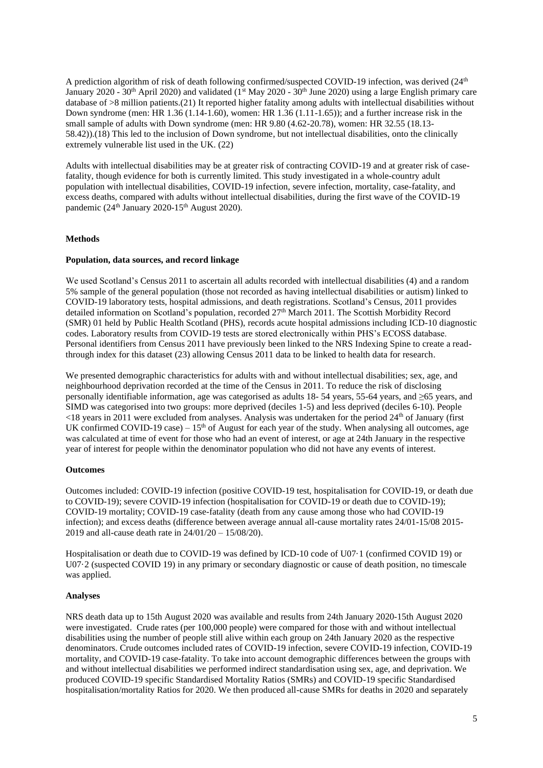A prediction algorithm of risk of death following confirmed/suspected COVID-19 infection, was derived (24th January 2020 - 30th April 2020) and validated (1st May 2020 - 30th June 2020) using a large English primary care database of >8 million patients.(21) It reported higher fatality among adults with intellectual disabilities without Down syndrome (men: HR 1.36 (1.14-1.60), women: HR 1.36 (1.11-1.65)); and a further increase risk in the small sample of adults with Down syndrome (men: HR 9.80 (4.62-20.78), women: HR 32.55 (18.13-58.42)).(18) This led to the inclusion of Down syndrome, but not intellectual disabilities, onto the clinically extremely vulnerable list used in the UK. (22)

Adults with intellectual disabilities may be at greater risk of contracting COVID-19 and at greater risk of case-fatality, though evidence for both is currently limited. This study investigated in a whole-country adult population with intellectual disabilities, COVID-19 infection, severe infection, mortality, case-fatality, and excess deaths, compared with adults without intellectual disabilities, during the first wave of the COVID-19 pandemic (24th January 2020-15th August 2020).

## Methods

### Population, data sources, and record linkage

We used Scotland's Census 2011 to ascertain all adults recorded with intellectual disabilities (4) and a random 5% sample of the general population (those not recorded as having intellectual disabilities or autism) linked to COVID-19 laboratory tests, hospital admissions, and death registrations. Scotland's Census, 2011 provides detailed information on Scotland's population, recorded 27th March 2011. The Scottish Morbidity Record (SMR) 01 held by Public Health Scotland (PHS), records acute hospital admissions including ICD-10 diagnostic codes. Laboratory results from COVID-19 tests are stored electronically within PHS's ECOSS database. Personal identifiers from Census 2011 have previously been linked to the NRS Indexing Spine to create a read-through index for this dataset (23) allowing Census 2011 data to be linked to health data for research.

We presented demographic characteristics for adults with and without intellectual disabilities; sex, age, and neighbourhood deprivation recorded at the time of the Census in 2011. To reduce the risk of disclosing personally identifiable information, age was categorised as adults 18- 54 years, 55-64 years, and ≥65 years, and SIMD was categorised into two groups: more deprived (deciles 1-5) and less deprived (deciles 6-10). People <18 years in 2011 were excluded from analyses. Analysis was undertaken for the period 24th of January (first UK confirmed COVID-19 case) – 15th of August for each year of the study. When analysing all outcomes, age was calculated at time of event for those who had an event of interest, or age at 24th January in the respective year of interest for people within the denominator population who did not have any events of interest.

### Outcomes

Outcomes included: COVID-19 infection (positive COVID-19 test, hospitalisation for COVID-19, or death due to COVID-19); severe COVID-19 infection (hospitalisation for COVID-19 or death due to COVID-19); COVID-19 mortality; COVID-19 case-fatality (death from any cause among those who had COVID-19 infection); and excess deaths (difference between average annual all-cause mortality rates 24/01-15/08 2015-2019 and all-cause death rate in 24/01/20 – 15/08/20).

Hospitalisation or death due to COVID-19 was defined by ICD-10 code of U07·1 (confirmed COVID 19) or U07·2 (suspected COVID 19) in any primary or secondary diagnostic or cause of death position, no timescale was applied.

### Analyses

NRS death data up to 15th August 2020 was available and results from 24th January 2020-15th August 2020 were investigated. Crude rates (per 100,000 people) were compared for those with and without intellectual disabilities using the number of people still alive within each group on 24th January 2020 as the respective denominators. Crude outcomes included rates of COVID-19 infection, severe COVID-19 infection, COVID-19 mortality, and COVID-19 case-fatality. To take into account demographic differences between the groups with and without intellectual disabilities we performed indirect standardisation using sex, age, and deprivation. We produced COVID-19 specific Standardised Mortality Ratios (SMRs) and COVID-19 specific Standardised hospitalisation/mortality Ratios for 2020. We then produced all-cause SMRs for deaths in 2020 and separately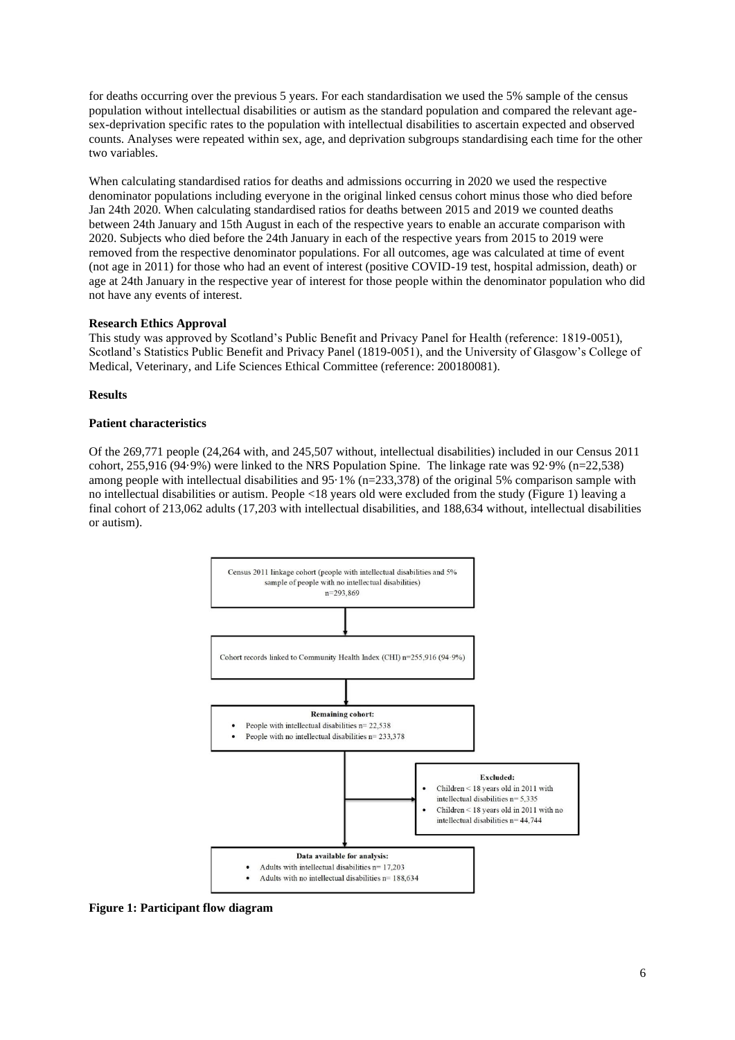for deaths occurring over the previous 5 years. For each standardisation we used the 5% sample of the census population without intellectual disabilities or autism as the standard population and compared the relevant age-sex-deprivation specific rates to the population with intellectual disabilities to ascertain expected and observed counts. Analyses were repeated within sex, age, and deprivation subgroups standardising each time for the other two variables.

When calculating standardised ratios for deaths and admissions occurring in 2020 we used the respective denominator populations including everyone in the original linked census cohort minus those who died before Jan 24th 2020. When calculating standardised ratios for deaths between 2015 and 2019 we counted deaths between 24th January and 15th August in each of the respective years to enable an accurate comparison with 2020. Subjects who died before the 24th January in each of the respective years from 2015 to 2019 were removed from the respective denominator populations. For all outcomes, age was calculated at time of event (not age in 2011) for those who had an event of interest (positive COVID-19 test, hospital admission, death) or age at 24th January in the respective year of interest for those people within the denominator population who did not have any events of interest.

**Research Ethics Approval**

This study was approved by Scotland's Public Benefit and Privacy Panel for Health (reference: 1819-0051), Scotland's Statistics Public Benefit and Privacy Panel (1819-0051), and the University of Glasgow's College of Medical, Veterinary, and Life Sciences Ethical Committee (reference: 200180081).

## Results

**Patient characteristics**

Of the 269,771 people (24,264 with, and 245,507 without, intellectual disabilities) included in our Census 2011 cohort, 255,916 (94·9%) were linked to the NRS Population Spine. The linkage rate was 92·9% (n=22,538) among people with intellectual disabilities and 95·1% (n=233,378) of the original 5% comparison sample with no intellectual disabilities or autism. People <18 years old were excluded from the study (Figure 1) leaving a final cohort of 213,062 adults (17,203 with intellectual disabilities, and 188,634 without, intellectual disabilities or autism).

Census 2011 linkage cohort (people with intellectual disabilities and 5% sample of people with no intellectual disabilities) n=293,869

↓

Cohort records linked to Community Health Index (CHI) n=255,916 (94·9%)

↓

**Remaining cohort:**
- People with intellectual disabilities n= 22,538
- People with no intellectual disabilities n= 233,378

→ **Excluded:**
- Children < 18 years old in 2011 with intellectual disabilities n= 5,335
- Children < 18 years old in 2011 with no intellectual disabilities n= 44,744

↓

**Data available for analysis:**
- Adults with intellectual disabilities n= 17,203
- Adults with no intellectual disabilities n= 188,634

**Figure 1: Participant flow diagram**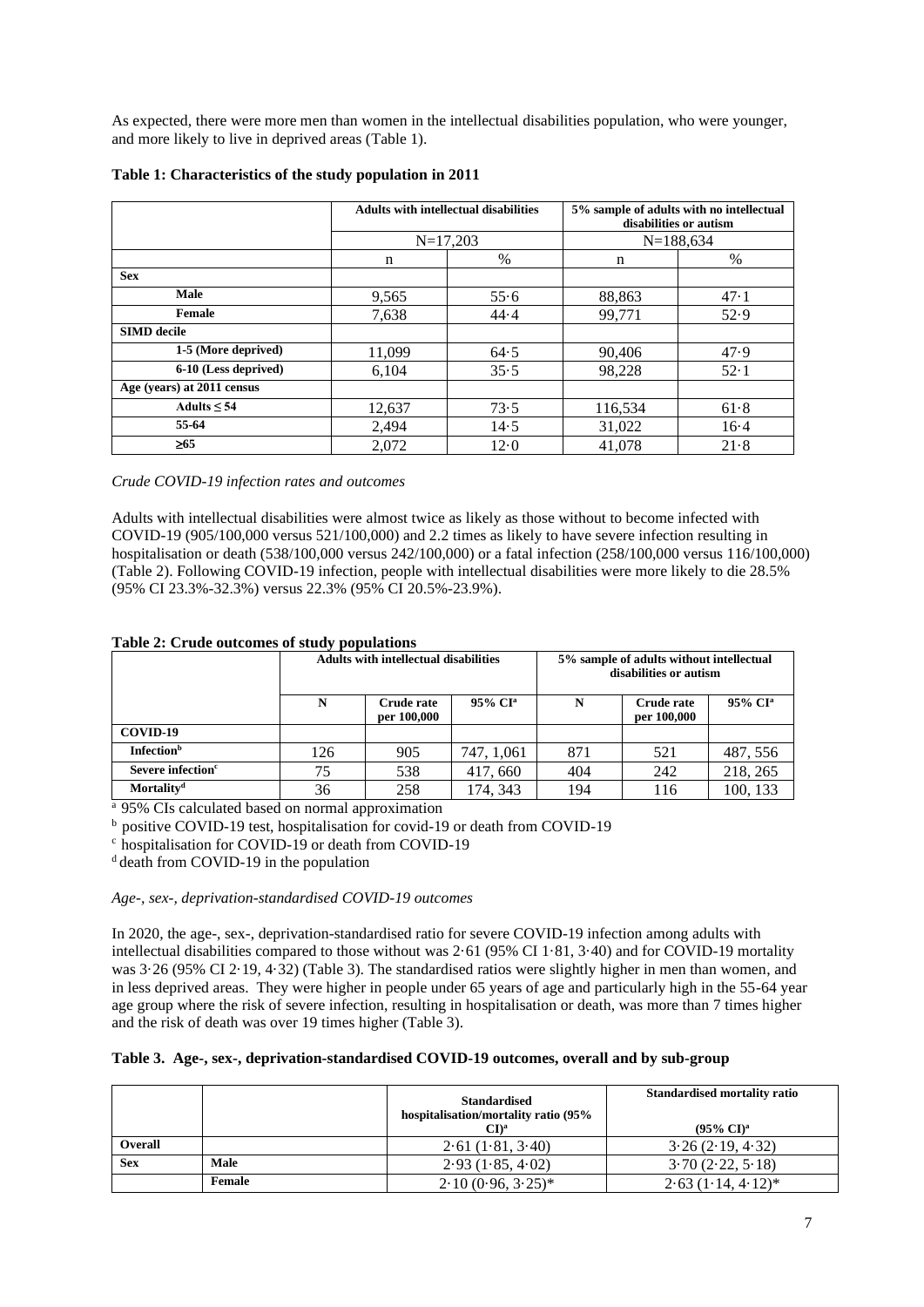As expected, there were more men than women in the intellectual disabilities population, who were younger, and more likely to live in deprived areas (Table 1).

**Table 1: Characteristics of the study population in 2011**

| | Adults with intellectual disabilities | | 5% sample of adults with no intellectual disabilities or autism | |
|---|---|---|---|---|
| | N=17,203 | | N=188,634 | |
| | n | % | n | % |
| **Sex** | | | | |
| **Male** | 9,565 | 55·6 | 88,863 | 47·1 |
| **Female** | 7,638 | 44·4 | 99,771 | 52·9 |
| **SIMD decile** | | | | |
| **1-5 (More deprived)** | 11,099 | 64·5 | 90,406 | 47·9 |
| **6-10 (Less deprived)** | 6,104 | 35·5 | 98,228 | 52·1 |
| **Age (years) at 2011 census** | | | | |
| **Adults ≤ 54** | 12,637 | 73·5 | 116,534 | 61·8 |
| **55-64** | 2,494 | 14·5 | 31,022 | 16·4 |
| **≥65** | 2,072 | 12·0 | 41,078 | 21·8 |

*Crude COVID-19 infection rates and outcomes*

Adults with intellectual disabilities were almost twice as likely as those without to become infected with COVID-19 (905/100,000 versus 521/100,000) and 2.2 times as likely to have severe infection resulting in hospitalisation or death (538/100,000 versus 242/100,000) or a fatal infection (258/100,000 versus 116/100,000) (Table 2). Following COVID-19 infection, people with intellectual disabilities were more likely to die 28.5% (95% CI 23.3%-32.3%) versus 22.3% (95% CI 20.5%-23.9%).

**Table 2: Crude outcomes of study populations**

| | Adults with intellectual disabilities | | | 5% sample of adults without intellectual disabilities or autism | | |
|---|---|---|---|---|---|---|
| | N | Crude rate per 100,000 | 95% CI[a] | N | Crude rate per 100,000 | 95% CI[a] |
| **COVID-19** | | | | | | |
| **Infection[b]** | 126 | 905 | 747, 1,061 | 871 | 521 | 487, 556 |
| **Severe infection[c]** | 75 | 538 | 417, 660 | 404 | 242 | 218, 265 |
| **Mortality[d]** | 36 | 258 | 174, 343 | 194 | 116 | 100, 133 |

[a] 95% CIs calculated based on normal approximation

[b] positive COVID-19 test, hospitalisation for covid-19 or death from COVID-19

[c] hospitalisation for COVID-19 or death from COVID-19

[d] death from COVID-19 in the population

*Age-, sex-, deprivation-standardised COVID-19 outcomes*

In 2020, the age-, sex-, deprivation-standardised ratio for severe COVID-19 infection among adults with intellectual disabilities compared to those without was 2·61 (95% CI 1·81, 3·40) and for COVID-19 mortality was 3·26 (95% CI 2·19, 4·32) (Table 3). The standardised ratios were slightly higher in men than women, and in less deprived areas. They were higher in people under 65 years of age and particularly high in the 55-64 year age group where the risk of severe infection, resulting in hospitalisation or death, was more than 7 times higher and the risk of death was over 19 times higher (Table 3).

**Table 3. Age-, sex-, deprivation-standardised COVID-19 outcomes, overall and by sub-group**

| | | Standardised hospitalisation/mortality ratio (95% CI)[a] | Standardised mortality ratio (95% CI)[a] |
|---|---|---|---|
| **Overall** | | 2·61 (1·81, 3·40) | 3·26 (2·19, 4·32) |
| **Sex** | **Male** | 2·93 (1·85, 4·02) | 3·70 (2·22, 5·18) |
| | **Female** | 2·10 (0·96, 3·25)* | 2·63 (1·14, 4·12)* |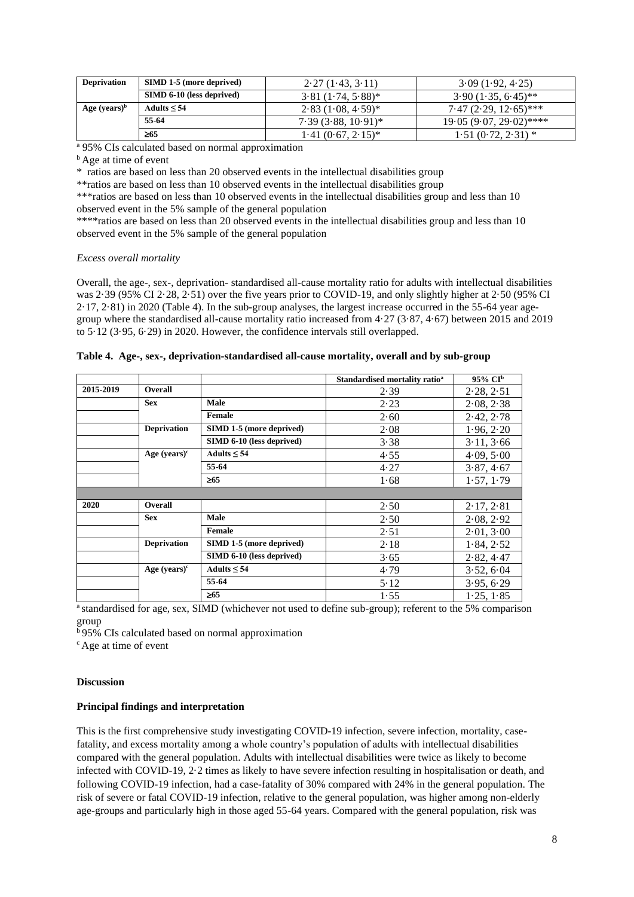| Deprivation | SIMD 1-5 (more deprived) | 2·27 (1·43, 3·11) | 3·09 (1·92, 4·25) |
|---|---|---|---|
| | SIMD 6-10 (less deprived) | 3·81 (1·74, 5·88)* | 3·90 (1·35, 6·45)** |
| Age (years)[b] | Adults ≤ 54 | 2·83 (1·08, 4·59)* | 7·47 (2·29, 12·65)*** |
| | 55-64 | 7·39 (3·88, 10·91)* | 19·05 (9·07, 29·02)**** |
| | ≥65 | 1·41 (0·67, 2·15)* | 1·51 (0·72, 2·31) * |

[a] 95% CIs calculated based on normal approximation

[b] Age at time of event

\* ratios are based on less than 20 observed events in the intellectual disabilities group

\*\*ratios are based on less than 10 observed events in the intellectual disabilities group

\*\*\*ratios are based on less than 10 observed events in the intellectual disabilities group and less than 10 observed event in the 5% sample of the general population

\*\*\*\*ratios are based on less than 20 observed events in the intellectual disabilities group and less than 10 observed event in the 5% sample of the general population

*Excess overall mortality*

Overall, the age-, sex-, deprivation- standardised all-cause mortality ratio for adults with intellectual disabilities was 2·39 (95% CI 2·28, 2·51) over the five years prior to COVID-19, and only slightly higher at 2·50 (95% CI 2·17, 2·81) in 2020 (Table 4). In the sub-group analyses, the largest increase occurred in the 55-64 year age-group where the standardised all-cause mortality ratio increased from 4·27 (3·87, 4·67) between 2015 and 2019 to 5·12 (3·95, 6·29) in 2020. However, the confidence intervals still overlapped.

**Table 4. Age-, sex-, deprivation-standardised all-cause mortality, overall and by sub-group**

| | | | Standardised mortality ratio[a] | 95% CI[b] |
|---|---|---|---|---|
| 2015-2019 | Overall | | 2·39 | 2·28, 2·51 |
| | Sex | Male | 2·23 | 2·08, 2·38 |
| | | Female | 2·60 | 2·42, 2·78 |
| | Deprivation | SIMD 1-5 (more deprived) | 2·08 | 1·96, 2·20 |
| | | SIMD 6-10 (less deprived) | 3·38 | 3·11, 3·66 |
| | Age (years)[c] | Adults ≤ 54 | 4·55 | 4·09, 5·00 |
| | | 55-64 | 4·27 | 3·87, 4·67 |
| | | ≥65 | 1·68 | 1·57, 1·79 |
| | | | | |
| 2020 | Overall | | 2·50 | 2·17, 2·81 |
| | Sex | Male | 2·50 | 2·08, 2·92 |
| | | Female | 2·51 | 2·01, 3·00 |
| | Deprivation | SIMD 1-5 (more deprived) | 2·18 | 1·84, 2·52 |
| | | SIMD 6-10 (less deprived) | 3·65 | 2·82, 4·47 |
| | Age (years)[c] | Adults ≤ 54 | 4·79 | 3·52, 6·04 |
| | | 55-64 | 5·12 | 3·95, 6·29 |
| | | ≥65 | 1·55 | 1·25, 1·85 |

[a] standardised for age, sex, SIMD (whichever not used to define sub-group); referent to the 5% comparison group

[b] 95% CIs calculated based on normal approximation

[c] Age at time of event

## Discussion

### Principal findings and interpretation

This is the first comprehensive study investigating COVID-19 infection, severe infection, mortality, case-fatality, and excess mortality among a whole country's population of adults with intellectual disabilities compared with the general population. Adults with intellectual disabilities were twice as likely to become infected with COVID-19, 2·2 times as likely to have severe infection resulting in hospitalisation or death, and following COVID-19 infection, had a case-fatality of 30% compared with 24% in the general population. The risk of severe or fatal COVID-19 infection, relative to the general population, was higher among non-elderly age-groups and particularly high in those aged 55-64 years. Compared with the general population, risk was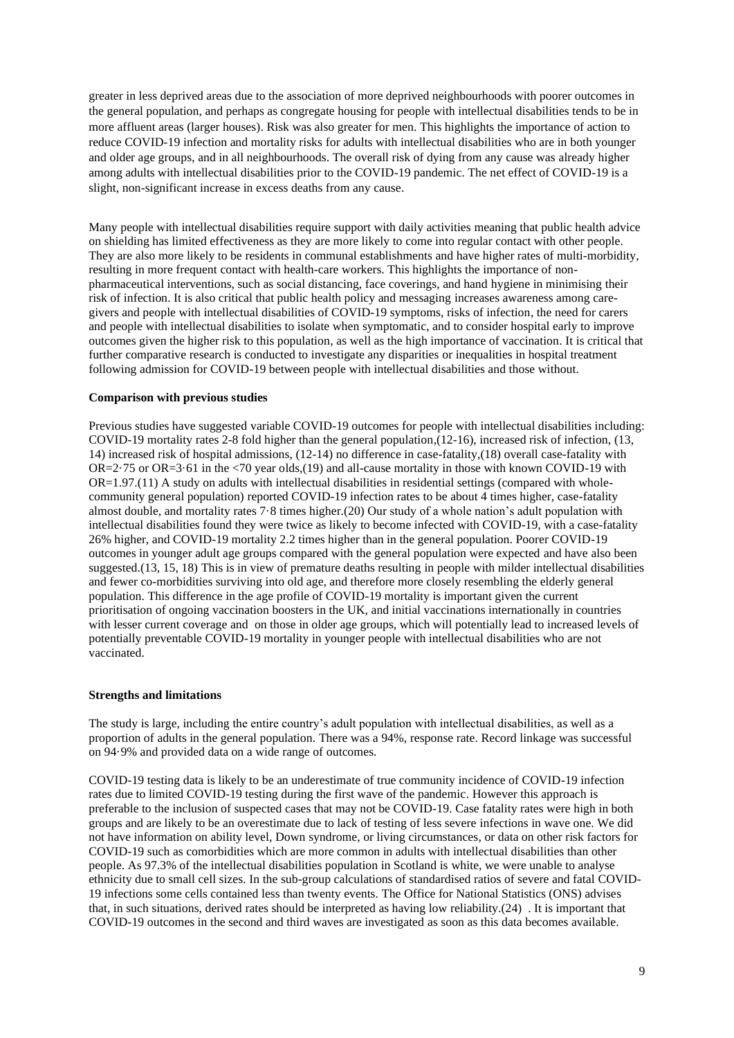greater in less deprived areas due to the association of more deprived neighbourhoods with poorer outcomes in the general population, and perhaps as congregate housing for people with intellectual disabilities tends to be in more affluent areas (larger houses). Risk was also greater for men. This highlights the importance of action to reduce COVID-19 infection and mortality risks for adults with intellectual disabilities who are in both younger and older age groups, and in all neighbourhoods. The overall risk of dying from any cause was already higher among adults with intellectual disabilities prior to the COVID-19 pandemic. The net effect of COVID-19 is a slight, non-significant increase in excess deaths from any cause.

Many people with intellectual disabilities require support with daily activities meaning that public health advice on shielding has limited effectiveness as they are more likely to come into regular contact with other people. They are also more likely to be residents in communal establishments and have higher rates of multi-morbidity, resulting in more frequent contact with health-care workers. This highlights the importance of non-pharmaceutical interventions, such as social distancing, face coverings, and hand hygiene in minimising their risk of infection. It is also critical that public health policy and messaging increases awareness among care-givers and people with intellectual disabilities of COVID-19 symptoms, risks of infection, the need for carers and people with intellectual disabilities to isolate when symptomatic, and to consider hospital early to improve outcomes given the higher risk to this population, as well as the high importance of vaccination. It is critical that further comparative research is conducted to investigate any disparities or inequalities in hospital treatment following admission for COVID-19 between people with intellectual disabilities and those without.

**Comparison with previous studies**

Previous studies have suggested variable COVID-19 outcomes for people with intellectual disabilities including: COVID-19 mortality rates 2-8 fold higher than the general population,(12-16), increased risk of infection, (13, 14) increased risk of hospital admissions, (12-14) no difference in case-fatality,(18) overall case-fatality with OR=2·75 or OR=3·61 in the <70 year olds,(19) and all-cause mortality in those with known COVID-19 with OR=1.97.(11) A study on adults with intellectual disabilities in residential settings (compared with whole-community general population) reported COVID-19 infection rates to be about 4 times higher, case-fatality almost double, and mortality rates 7·8 times higher.(20) Our study of a whole nation's adult population with intellectual disabilities found they were twice as likely to become infected with COVID-19, with a case-fatality 26% higher, and COVID-19 mortality 2.2 times higher than in the general population. Poorer COVID-19 outcomes in younger adult age groups compared with the general population were expected and have also been suggested.(13, 15, 18) This is in view of premature deaths resulting in people with milder intellectual disabilities and fewer co-morbidities surviving into old age, and therefore more closely resembling the elderly general population. This difference in the age profile of COVID-19 mortality is important given the current prioritisation of ongoing vaccination boosters in the UK, and initial vaccinations internationally in countries with lesser current coverage and on those in older age groups, which will potentially lead to increased levels of potentially preventable COVID-19 mortality in younger people with intellectual disabilities who are not vaccinated.

**Strengths and limitations**

The study is large, including the entire country's adult population with intellectual disabilities, as well as a proportion of adults in the general population. There was a 94%, response rate. Record linkage was successful on 94·9% and provided data on a wide range of outcomes.

COVID-19 testing data is likely to be an underestimate of true community incidence of COVID-19 infection rates due to limited COVID-19 testing during the first wave of the pandemic. However this approach is preferable to the inclusion of suspected cases that may not be COVID-19. Case fatality rates were high in both groups and are likely to be an overestimate due to lack of testing of less severe infections in wave one. We did not have information on ability level, Down syndrome, or living circumstances, or data on other risk factors for COVID-19 such as comorbidities which are more common in adults with intellectual disabilities than other people. As 97.3% of the intellectual disabilities population in Scotland is white, we were unable to analyse ethnicity due to small cell sizes. In the sub-group calculations of standardised ratios of severe and fatal COVID-19 infections some cells contained less than twenty events. The Office for National Statistics (ONS) advises that, in such situations, derived rates should be interpreted as having low reliability.(24) . It is important that COVID-19 outcomes in the second and third waves are investigated as soon as this data becomes available.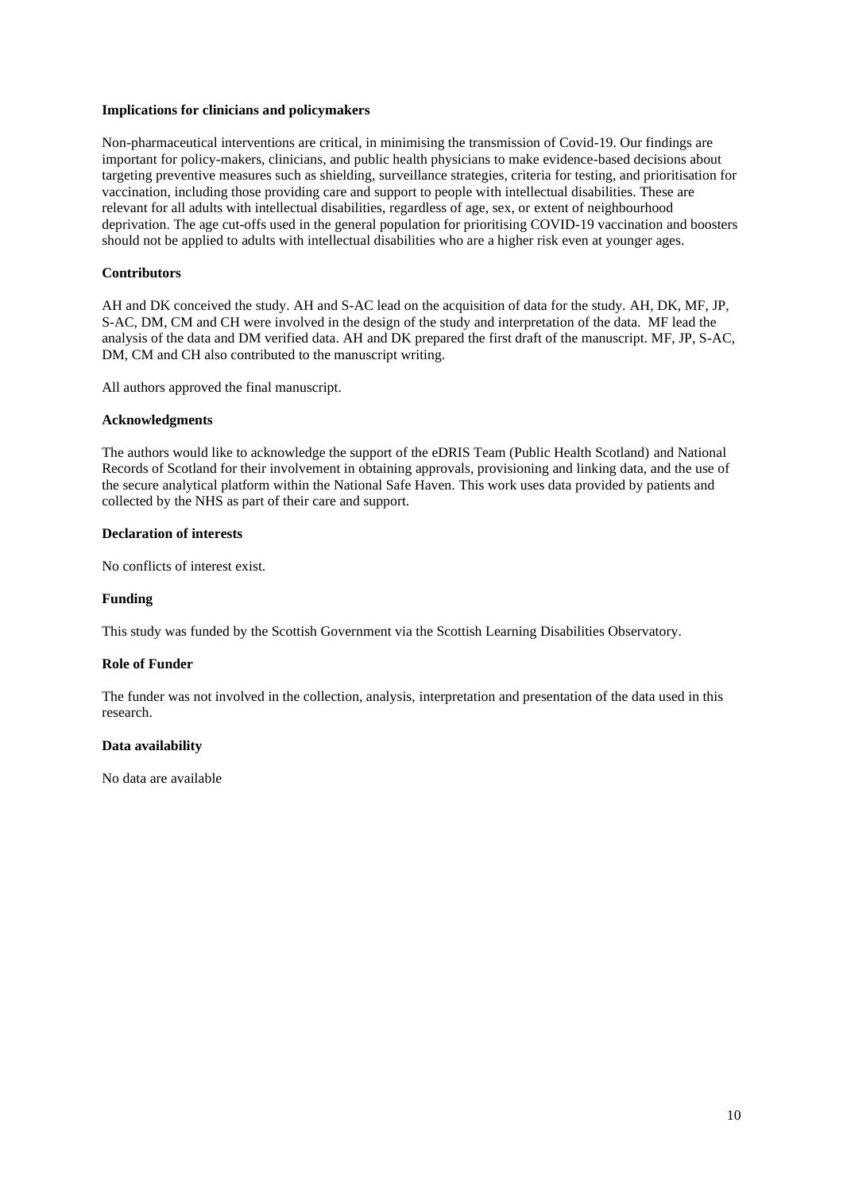**Implications for clinicians and policymakers**

Non-pharmaceutical interventions are critical, in minimising the transmission of Covid-19. Our findings are important for policy-makers, clinicians, and public health physicians to make evidence-based decisions about targeting preventive measures such as shielding, surveillance strategies, criteria for testing, and prioritisation for vaccination, including those providing care and support to people with intellectual disabilities. These are relevant for all adults with intellectual disabilities, regardless of age, sex, or extent of neighbourhood deprivation. The age cut-offs used in the general population for prioritising COVID-19 vaccination and boosters should not be applied to adults with intellectual disabilities who are a higher risk even at younger ages.

**Contributors**

AH and DK conceived the study. AH and S-AC lead on the acquisition of data for the study. AH, DK, MF, JP, S-AC, DM, CM and CH were involved in the design of the study and interpretation of the data. MF lead the analysis of the data and DM verified data. AH and DK prepared the first draft of the manuscript. MF, JP, S-AC, DM, CM and CH also contributed to the manuscript writing.

All authors approved the final manuscript.

**Acknowledgments**

The authors would like to acknowledge the support of the eDRIS Team (Public Health Scotland) and National Records of Scotland for their involvement in obtaining approvals, provisioning and linking data, and the use of the secure analytical platform within the National Safe Haven. This work uses data provided by patients and collected by the NHS as part of their care and support.

**Declaration of interests**

No conflicts of interest exist.

**Funding**

This study was funded by the Scottish Government via the Scottish Learning Disabilities Observatory.

**Role of Funder**

The funder was not involved in the collection, analysis, interpretation and presentation of the data used in this research.

**Data availability**

No data are available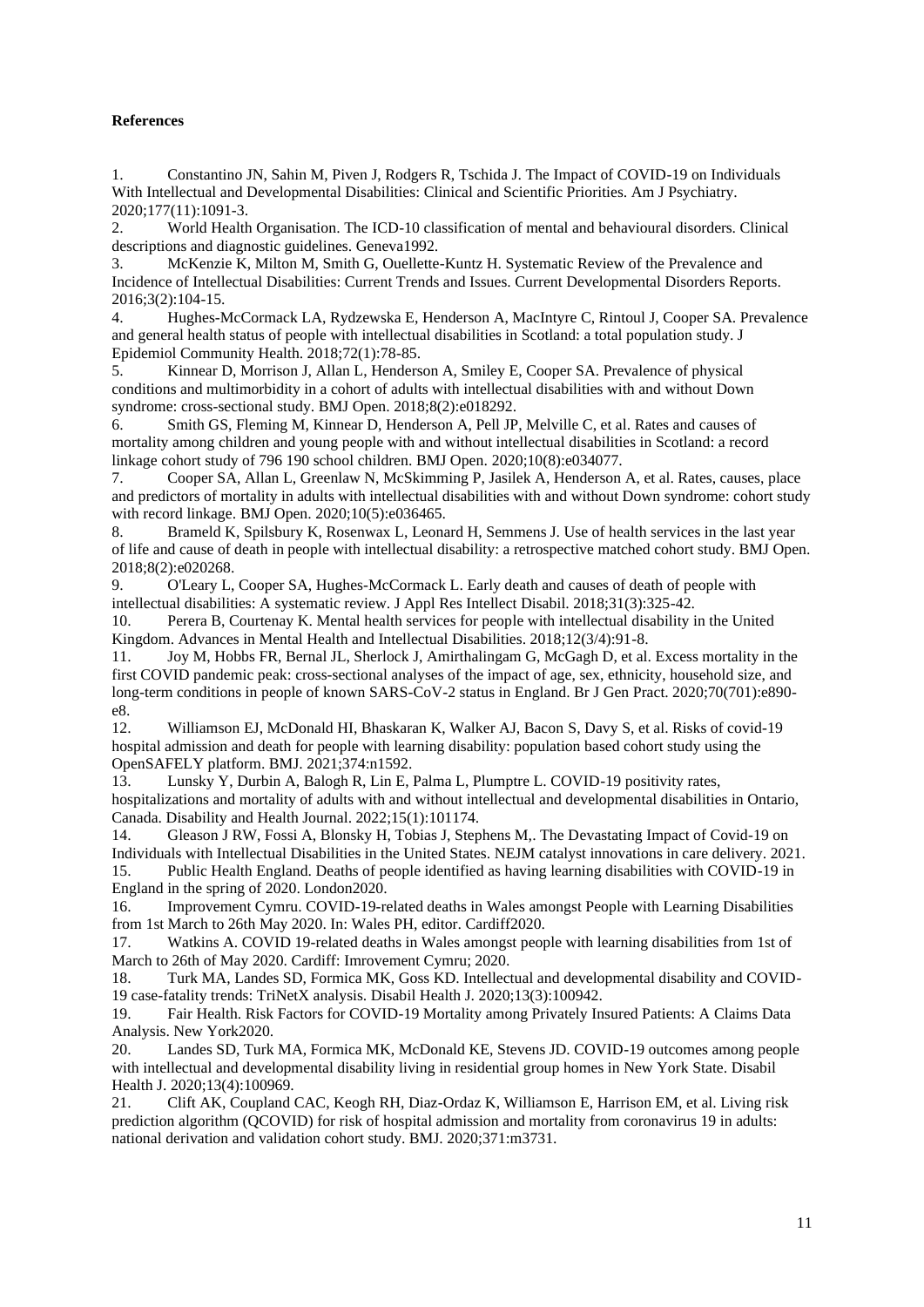**References**

1. Constantino JN, Sahin M, Piven J, Rodgers R, Tschida J. The Impact of COVID-19 on Individuals With Intellectual and Developmental Disabilities: Clinical and Scientific Priorities. Am J Psychiatry. 2020;177(11):1091-3.
2. World Health Organisation. The ICD-10 classification of mental and behavioural disorders. Clinical descriptions and diagnostic guidelines. Geneva1992.
3. McKenzie K, Milton M, Smith G, Ouellette-Kuntz H. Systematic Review of the Prevalence and Incidence of Intellectual Disabilities: Current Trends and Issues. Current Developmental Disorders Reports. 2016;3(2):104-15.
4. Hughes-McCormack LA, Rydzewska E, Henderson A, MacIntyre C, Rintoul J, Cooper SA. Prevalence and general health status of people with intellectual disabilities in Scotland: a total population study. J Epidemiol Community Health. 2018;72(1):78-85.
5. Kinnear D, Morrison J, Allan L, Henderson A, Smiley E, Cooper SA. Prevalence of physical conditions and multimorbidity in a cohort of adults with intellectual disabilities with and without Down syndrome: cross-sectional study. BMJ Open. 2018;8(2):e018292.
6. Smith GS, Fleming M, Kinnear D, Henderson A, Pell JP, Melville C, et al. Rates and causes of mortality among children and young people with and without intellectual disabilities in Scotland: a record linkage cohort study of 796 190 school children. BMJ Open. 2020;10(8):e034077.
7. Cooper SA, Allan L, Greenlaw N, McSkimming P, Jasilek A, Henderson A, et al. Rates, causes, place and predictors of mortality in adults with intellectual disabilities with and without Down syndrome: cohort study with record linkage. BMJ Open. 2020;10(5):e036465.
8. Brameld K, Spilsbury K, Rosenwax L, Leonard H, Semmens J. Use of health services in the last year of life and cause of death in people with intellectual disability: a retrospective matched cohort study. BMJ Open. 2018;8(2):e020268.
9. O'Leary L, Cooper SA, Hughes-McCormack L. Early death and causes of death of people with intellectual disabilities: A systematic review. J Appl Res Intellect Disabil. 2018;31(3):325-42.
10. Perera B, Courtenay K. Mental health services for people with intellectual disability in the United Kingdom. Advances in Mental Health and Intellectual Disabilities. 2018;12(3/4):91-8.
11. Joy M, Hobbs FR, Bernal JL, Sherlock J, Amirthalingam G, McGagh D, et al. Excess mortality in the first COVID pandemic peak: cross-sectional analyses of the impact of age, sex, ethnicity, household size, and long-term conditions in people of known SARS-CoV-2 status in England. Br J Gen Pract. 2020;70(701):e890-e8.
12. Williamson EJ, McDonald HI, Bhaskaran K, Walker AJ, Bacon S, Davy S, et al. Risks of covid-19 hospital admission and death for people with learning disability: population based cohort study using the OpenSAFELY platform. BMJ. 2021;374:n1592.
13. Lunsky Y, Durbin A, Balogh R, Lin E, Palma L, Plumptre L. COVID-19 positivity rates, hospitalizations and mortality of adults with and without intellectual and developmental disabilities in Ontario, Canada. Disability and Health Journal. 2022;15(1):101174.
14. Gleason J RW, Fossi A, Blonsky H, Tobias J, Stephens M,. The Devastating Impact of Covid-19 on Individuals with Intellectual Disabilities in the United States. NEJM catalyst innovations in care delivery. 2021.
15. Public Health England. Deaths of people identified as having learning disabilities with COVID-19 in England in the spring of 2020. London2020.
16. Improvement Cymru. COVID-19-related deaths in Wales amongst People with Learning Disabilities from 1st March to 26th May 2020. In: Wales PH, editor. Cardiff2020.
17. Watkins A. COVID 19-related deaths in Wales amongst people with learning disabilities from 1st of March to 26th of May 2020. Cardiff: Imrovement Cymru; 2020.
18. Turk MA, Landes SD, Formica MK, Goss KD. Intellectual and developmental disability and COVID-19 case-fatality trends: TriNetX analysis. Disabil Health J. 2020;13(3):100942.
19. Fair Health. Risk Factors for COVID-19 Mortality among Privately Insured Patients: A Claims Data Analysis. New York2020.
20. Landes SD, Turk MA, Formica MK, McDonald KE, Stevens JD. COVID-19 outcomes among people with intellectual and developmental disability living in residential group homes in New York State. Disabil Health J. 2020;13(4):100969.
21. Clift AK, Coupland CAC, Keogh RH, Diaz-Ordaz K, Williamson E, Harrison EM, et al. Living risk prediction algorithm (QCOVID) for risk of hospital admission and mortality from coronavirus 19 in adults: national derivation and validation cohort study. BMJ. 2020;371:m3731.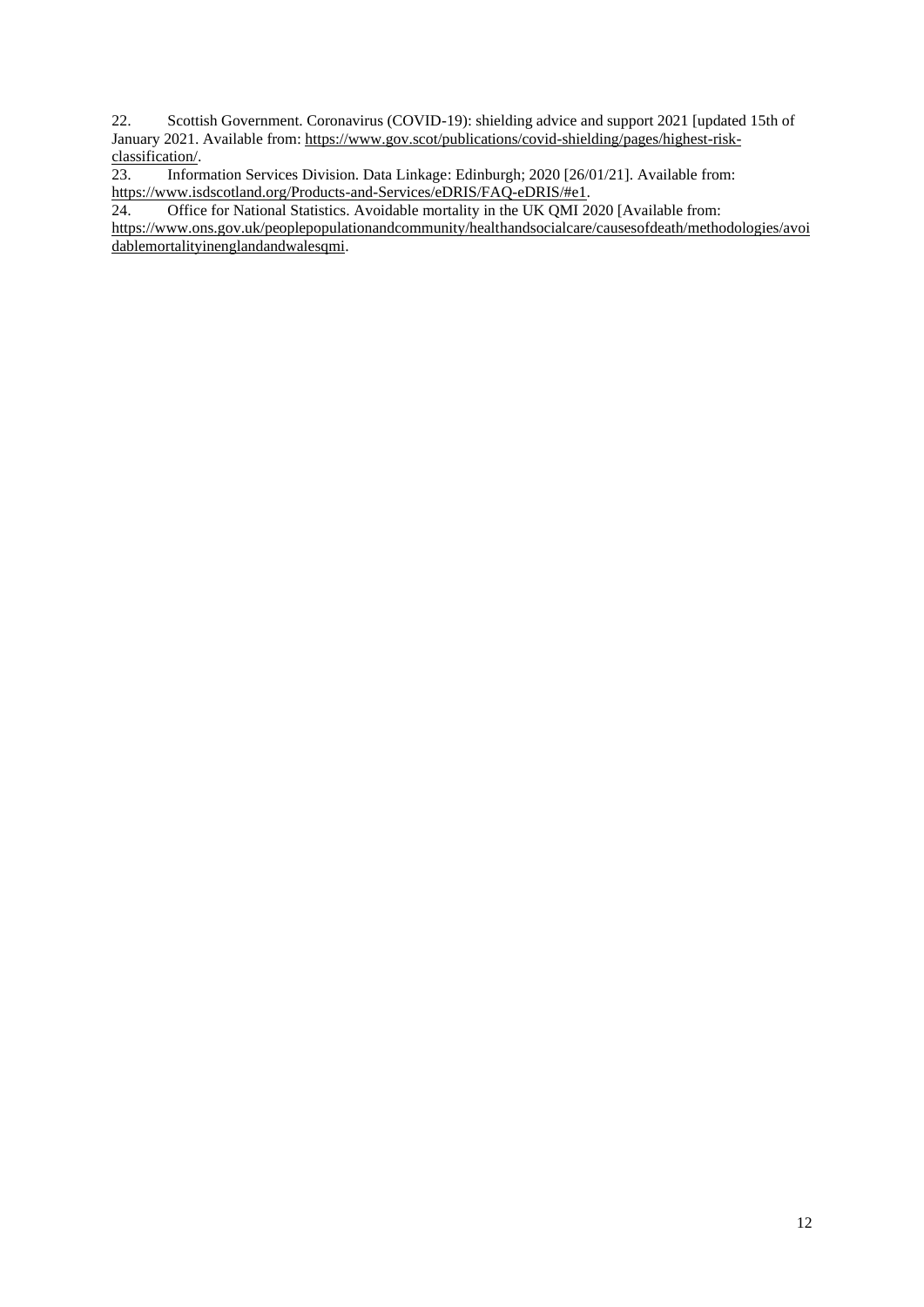22. Scottish Government. Coronavirus (COVID-19): shielding advice and support 2021 [updated 15th of January 2021. Available from: https://www.gov.scot/publications/covid-shielding/pages/highest-risk-classification/.

23. Information Services Division. Data Linkage: Edinburgh; 2020 [26/01/21]. Available from: https://www.isdscotland.org/Products-and-Services/eDRIS/FAQ-eDRIS/#e1.

24. Office for National Statistics. Avoidable mortality in the UK QMI 2020 [Available from: https://www.ons.gov.uk/peoplepopulationandcommunity/healthandsocialcare/causesofdeath/methodologies/avoidablemortalityinenglandandwalesqmi.